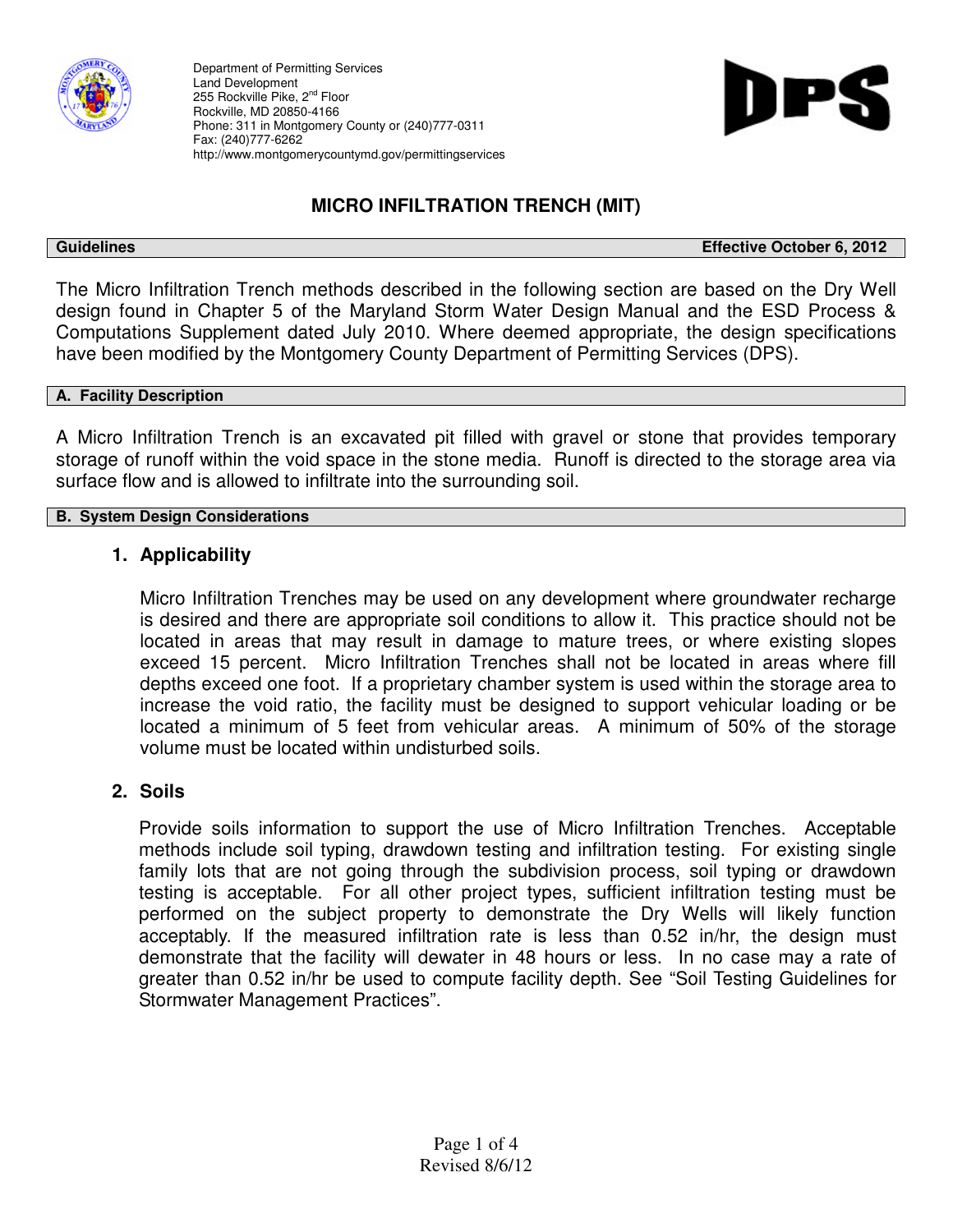Department of Permitting Services
Land Development
255 Rockville Pike, 2nd Floor
Rockville, MD 20850-4166
Phone: 311 in Montgomery County or (240)777-0311
Fax: (240)777-6262
http://www.montgomerycountymd.gov/permittingservices

DPS

# MICRO INFILTRATION TRENCH (MIT)

**Guidelines** **Effective October 6, 2012**

The Micro Infiltration Trench methods described in the following section are based on the Dry Well design found in Chapter 5 of the Maryland Storm Water Design Manual and the ESD Process & Computations Supplement dated July 2010. Where deemed appropriate, the design specifications have been modified by the Montgomery County Department of Permitting Services (DPS).

## A. Facility Description

A Micro Infiltration Trench is an excavated pit filled with gravel or stone that provides temporary storage of runoff within the void space in the stone media. Runoff is directed to the storage area via surface flow and is allowed to infiltrate into the surrounding soil.

## B. System Design Considerations

### 1. Applicability

Micro Infiltration Trenches may be used on any development where groundwater recharge is desired and there are appropriate soil conditions to allow it. This practice should not be located in areas that may result in damage to mature trees, or where existing slopes exceed 15 percent. Micro Infiltration Trenches shall not be located in areas where fill depths exceed one foot. If a proprietary chamber system is used within the storage area to increase the void ratio, the facility must be designed to support vehicular loading or be located a minimum of 5 feet from vehicular areas. A minimum of 50% of the storage volume must be located within undisturbed soils.

### 2. Soils

Provide soils information to support the use of Micro Infiltration Trenches. Acceptable methods include soil typing, drawdown testing and infiltration testing. For existing single family lots that are not going through the subdivision process, soil typing or drawdown testing is acceptable. For all other project types, sufficient infiltration testing must be performed on the subject property to demonstrate the Dry Wells will likely function acceptably. If the measured infiltration rate is less than 0.52 in/hr, the design must demonstrate that the facility will dewater in 48 hours or less. In no case may a rate of greater than 0.52 in/hr be used to compute facility depth. See "Soil Testing Guidelines for Stormwater Management Practices".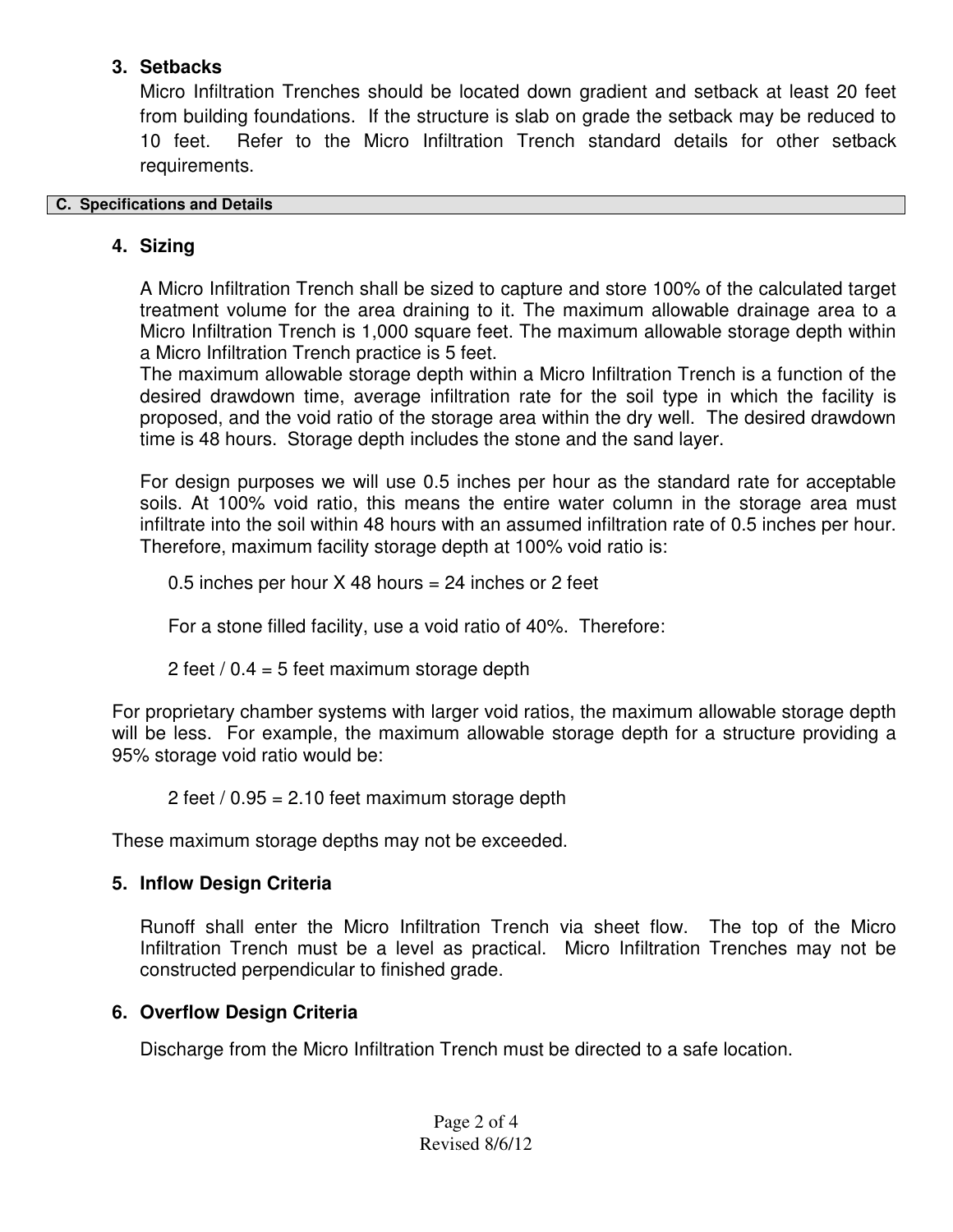### 3. Setbacks

Micro Infiltration Trenches should be located down gradient and setback at least 20 feet from building foundations. If the structure is slab on grade the setback may be reduced to 10 feet. Refer to the Micro Infiltration Trench standard details for other setback requirements.

## C. Specifications and Details

### 4. Sizing

A Micro Infiltration Trench shall be sized to capture and store 100% of the calculated target treatment volume for the area draining to it. The maximum allowable drainage area to a Micro Infiltration Trench is 1,000 square feet. The maximum allowable storage depth within a Micro Infiltration Trench practice is 5 feet.

The maximum allowable storage depth within a Micro Infiltration Trench is a function of the desired drawdown time, average infiltration rate for the soil type in which the facility is proposed, and the void ratio of the storage area within the dry well. The desired drawdown time is 48 hours. Storage depth includes the stone and the sand layer.

For design purposes we will use 0.5 inches per hour as the standard rate for acceptable soils. At 100% void ratio, this means the entire water column in the storage area must infiltrate into the soil within 48 hours with an assumed infiltration rate of 0.5 inches per hour. Therefore, maximum facility storage depth at 100% void ratio is:

0.5 inches per hour X 48 hours = 24 inches or 2 feet

For a stone filled facility, use a void ratio of 40%. Therefore:

2 feet / 0.4 = 5 feet maximum storage depth

For proprietary chamber systems with larger void ratios, the maximum allowable storage depth will be less. For example, the maximum allowable storage depth for a structure providing a 95% storage void ratio would be:

2 feet / 0.95 = 2.10 feet maximum storage depth

These maximum storage depths may not be exceeded.

### 5. Inflow Design Criteria

Runoff shall enter the Micro Infiltration Trench via sheet flow. The top of the Micro Infiltration Trench must be a level as practical. Micro Infiltration Trenches may not be constructed perpendicular to finished grade.

### 6. Overflow Design Criteria

Discharge from the Micro Infiltration Trench must be directed to a safe location.

Revised 8/6/12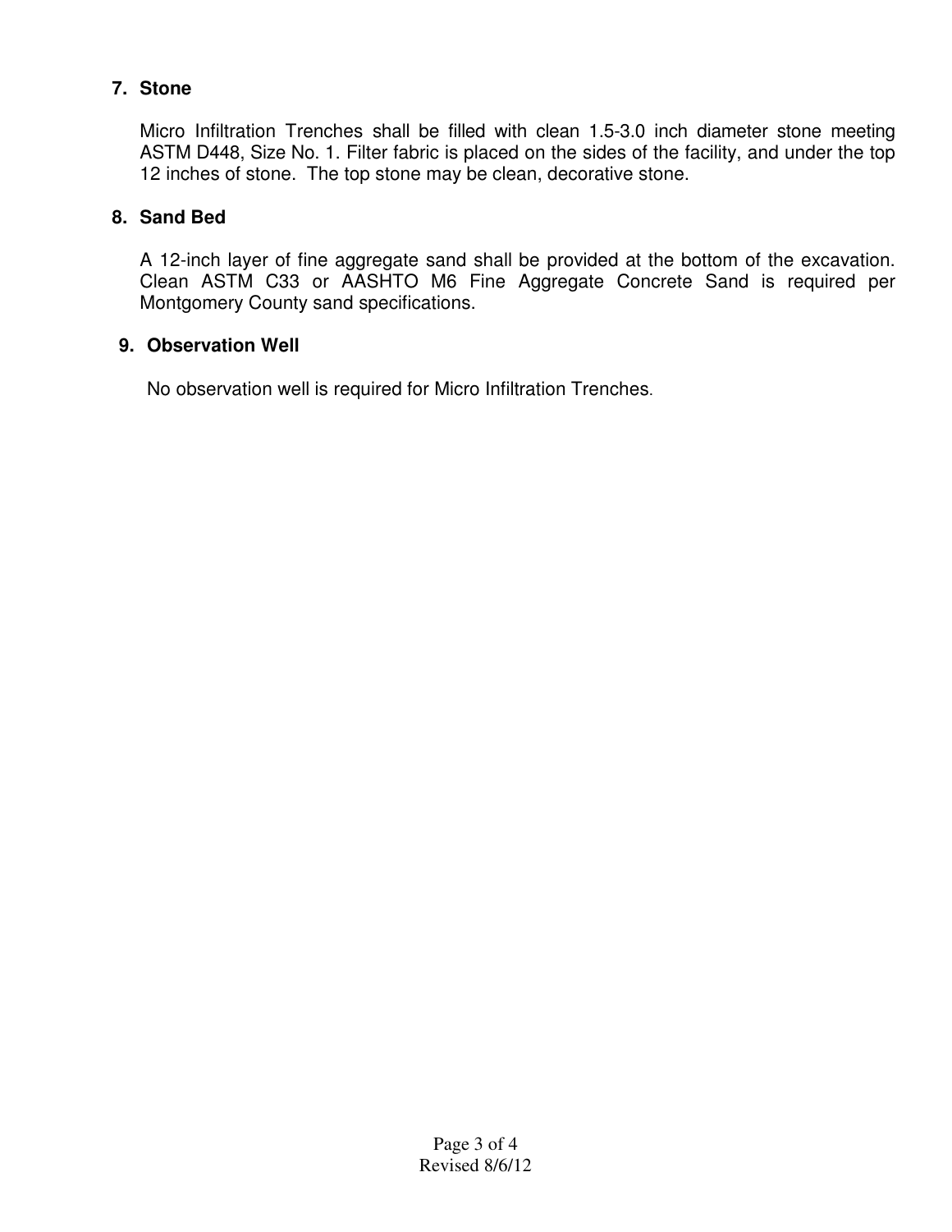7. **Stone**

   Micro Infiltration Trenches shall be filled with clean 1.5-3.0 inch diameter stone meeting ASTM D448, Size No. 1. Filter fabric is placed on the sides of the facility, and under the top 12 inches of stone. The top stone may be clean, decorative stone.

8. **Sand Bed**

   A 12-inch layer of fine aggregate sand shall be provided at the bottom of the excavation. Clean ASTM C33 or AASHTO M6 Fine Aggregate Concrete Sand is required per Montgomery County sand specifications.

9. **Observation Well**

   No observation well is required for Micro Infiltration Trenches.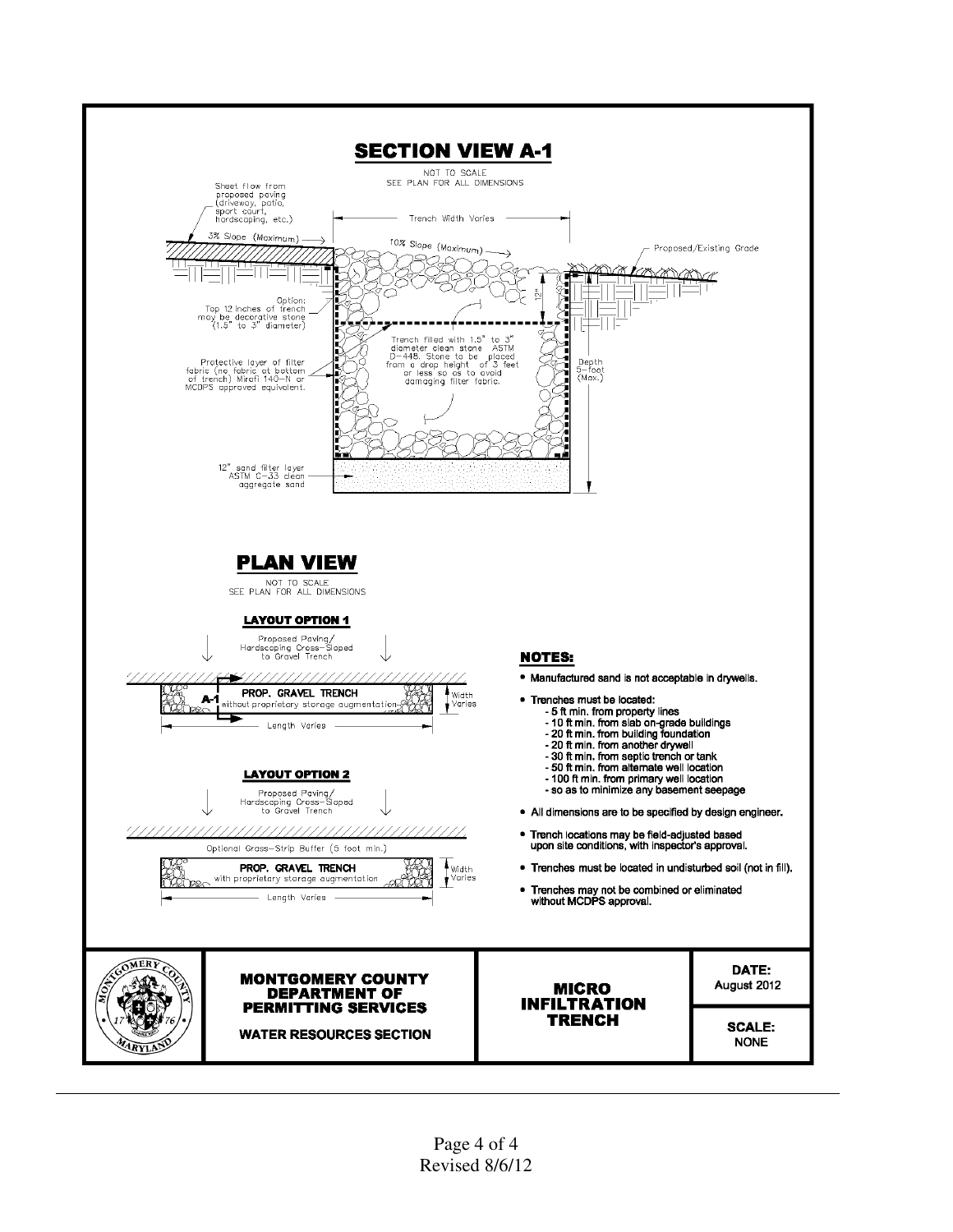## SECTION VIEW A-1

NOT TO SCALE
SEE PLAN FOR ALL DIMENSIONS

Sheet flow from proposed paving (driveway, patio, sport court, hardscaping, etc.)

3% Slope (Maximum)

Trench Width Varies

10% Slope (Maximum)

Proposed/Existing Grade

12"

Option: Top 12 inches of trench may be decorative stone (1.5" to 3" diameter)

Trench filled with 1.5" to 3" diameter clean stone ASTM D-448. Stone to be placed from a drop height of 3 feet or less so as to avoid damaging filter fabric.

Protective layer of filter fabric (no fabric at bottom of trench) Mirafi 140-N or MCDPS approved equivalent.

Depth 5-foot (Max.)

12" sand filter layer ASTM C-33 clean aggregate sand

## PLAN VIEW

NOT TO SCALE
SEE PLAN FOR ALL DIMENSIONS

### LAYOUT OPTION 1

Proposed Paving/ Hardscaping Cross-Sloped to Gravel Trench

A-1

PROP. GRAVEL TRENCH
without proprietary storage augmentation

Width Varies

Length Varies

### LAYOUT OPTION 2

Proposed Paving/ Hardscaping Cross-Sloped to Gravel Trench

Optional Grass-Strip Buffer (5 foot min.)

PROP. GRAVEL TRENCH
with proprietary storage augmentation

Width Varies

Length Varies

### NOTES:

- Manufactured sand is not acceptable in drywells.
- Trenches must be located:
  - 5 ft min. from property lines
  - 10 ft min. from slab on-grade buildings
  - 20 ft min. from building foundation
  - 20 ft min. from another drywell
  - 30 ft min. from septic trench or tank
  - 50 ft min. from alternate well location
  - 100 ft min. from primary well location
  - so as to minimize any basement seepage
- All dimensions are to be specified by design engineer.
- Trench locations may be field-adjusted based upon site conditions, with inspector's approval.
- Trenches must be located in undisturbed soil (not in fill).
- Trenches may not be combined or eliminated without MCDPS approval.

| | | |
|---|---|---|
| **MONTGOMERY COUNTY DEPARTMENT OF PERMITTING SERVICES**<br>**WATER RESOURCES SECTION** | **MICRO INFILTRATION TRENCH** | **DATE:** August 2012<br>**SCALE:** NONE |

Revised 8/6/12